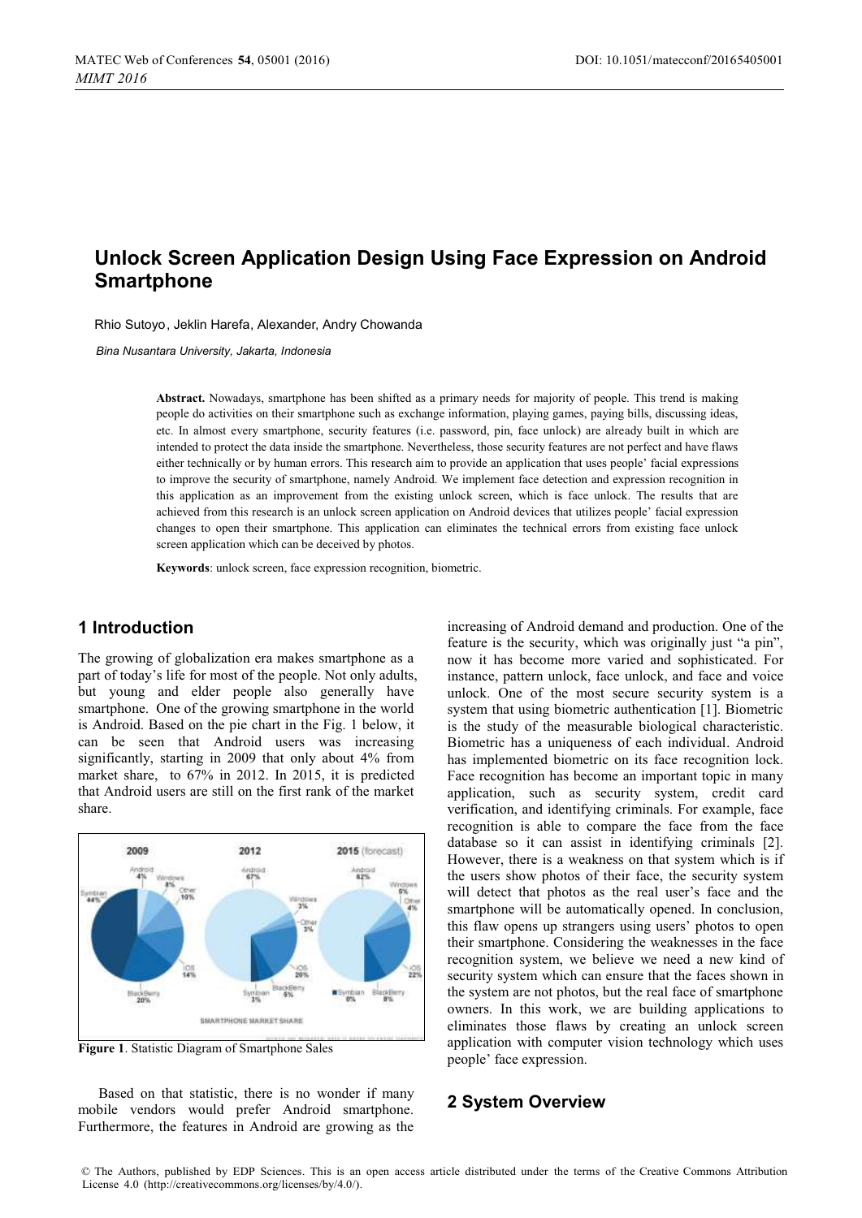# Unlock Screen Application Design Using Face Expression on Android Smartphone

Rhio Sutoyo, Jeklin Harefa, Alexander, Andry Chowanda

*Bina Nusantara University, Jakarta, Indonesia*

**Abstract.** Nowadays, smartphone has been shifted as a primary needs for majority of people. This trend is making people do activities on their smartphone such as exchange information, playing games, paying bills, discussing ideas, etc. In almost every smartphone, security features (i.e. password, pin, face unlock) are already built in which are intended to protect the data inside the smartphone. Nevertheless, those security features are not perfect and have flaws either technically or by human errors. This research aim to provide an application that uses people' facial expressions to improve the security of smartphone, namely Android. We implement face detection and expression recognition in this application as an improvement from the existing unlock screen, which is face unlock. The results that are achieved from this research is an unlock screen application on Android devices that utilizes people' facial expression changes to open their smartphone. This application can eliminates the technical errors from existing face unlock screen application which can be deceived by photos.

**Keywords**: unlock screen, face expression recognition, biometric.

## 1 Introduction

The growing of globalization era makes smartphone as a part of today's life for most of the people. Not only adults, but young and elder people also generally have smartphone. One of the growing smartphone in the world is Android. Based on the pie chart in the Fig. 1 below, it can be seen that Android users was increasing significantly, starting in 2009 that only about 4% from market share, to 67% in 2012. In 2015, it is predicted that Android users are still on the first rank of the market share.

2009
Android 4%
Windows 8%
Other 10%
Symbian 44%
iOS 14%
BlackBerry 20%

2012
Android 67%
Windows 3%
Other 3%
iOS 20%
Symbian 3%
BlackBerry 6%

2015 (forecast)
Android 62%
Windows 6%
Other 4%
iOS 22%
Symbian 0%
BlackBerry 6%

SMARTPHONE MARKET SHARE

**Figure 1**. Statistic Diagram of Smartphone Sales

Based on that statistic, there is no wonder if many mobile vendors would prefer Android smartphone. Furthermore, the features in Android are growing as the increasing of Android demand and production. One of the feature is the security, which was originally just "a pin", now it has become more varied and sophisticated. For instance, pattern unlock, face unlock, and face and voice unlock. One of the most secure security system is a system that using biometric authentication [1]. Biometric is the study of the measurable biological characteristic. Biometric has a uniqueness of each individual. Android has implemented biometric on its face recognition lock. Face recognition has become an important topic in many application, such as security system, credit card verification, and identifying criminals. For example, face recognition is able to compare the face from the face database so it can assist in identifying criminals [2]. However, there is a weakness on that system which is if the users show photos of their face, the security system will detect that photos as the real user's face and the smartphone will be automatically opened. In conclusion, this flaw opens up strangers using users' photos to open their smartphone. Considering the weaknesses in the face recognition system, we believe we need a new kind of security system which can ensure that the faces shown in the system are not photos, but the real face of smartphone owners. In this work, we are building applications to eliminates those flaws by creating an unlock screen application with computer vision technology which uses people' face expression.

## 2 System Overview

© The Authors, published by EDP Sciences. This is an open access article distributed under the terms of the Creative Commons Attribution License 4.0 (http://creativecommons.org/licenses/by/4.0/).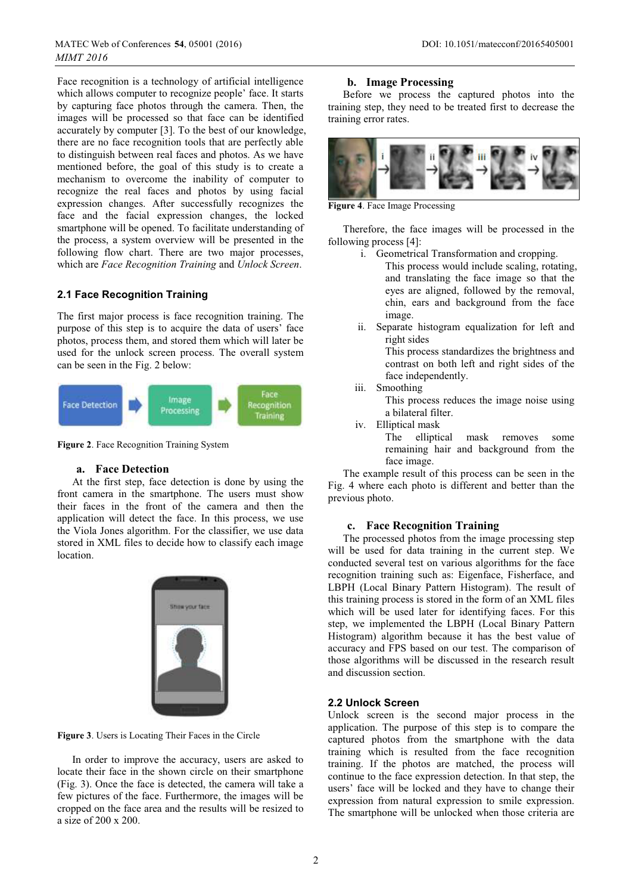Face recognition is a technology of artificial intelligence which allows computer to recognize people' face. It starts by capturing face photos through the camera. Then, the images will be processed so that face can be identified accurately by computer [3]. To the best of our knowledge, there are no face recognition tools that are perfectly able to distinguish between real faces and photos. As we have mentioned before, the goal of this study is to create a mechanism to overcome the inability of computer to recognize the real faces and photos by using facial expression changes. After successfully recognizes the face and the facial expression changes, the locked smartphone will be opened. To facilitate understanding of the process, a system overview will be presented in the following flow chart. There are two major processes, which are *Face Recognition Training* and *Unlock Screen*.

## 2.1 Face Recognition Training

The first major process is face recognition training. The purpose of this step is to acquire the data of users' face photos, process them, and stored them which will later be used for the unlock screen process. The overall system can be seen in the Fig. 2 below:

Face Detection → Image Processing → Face Recognition Training

**Figure 2**. Face Recognition Training System

### a. Face Detection

At the first step, face detection is done by using the front camera in the smartphone. The users must show their faces in the front of the camera and then the application will detect the face. In this process, we use the Viola Jones algorithm. For the classifier, we use data stored in XML files to decide how to classify each image location.

**Figure 3**. Users is Locating Their Faces in the Circle

In order to improve the accuracy, users are asked to locate their face in the shown circle on their smartphone (Fig. 3). Once the face is detected, the camera will take a few pictures of the face. Furthermore, the images will be cropped on the face area and the results will be resized to a size of 200 x 200.

### b. Image Processing

Before we process the captured photos into the training step, they need to be treated first to decrease the training error rates.

**Figure 4**. Face Image Processing

Therefore, the face images will be processed in the following process [4]:

i. Geometrical Transformation and cropping.
   This process would include scaling, rotating, and translating the face image so that the eyes are aligned, followed by the removal, chin, ears and background from the face image.
ii. Separate histogram equalization for left and right sides
   This process standardizes the brightness and contrast on both left and right sides of the face independently.
iii. Smoothing
   This process reduces the image noise using a bilateral filter.
iv. Elliptical mask
   The elliptical mask removes some remaining hair and background from the face image.

The example result of this process can be seen in the Fig. 4 where each photo is different and better than the previous photo.

### c. Face Recognition Training

The processed photos from the image processing step will be used for data training in the current step. We conducted several test on various algorithms for the face recognition training such as: Eigenface, Fisherface, and LBPH (Local Binary Pattern Histogram). The result of this training process is stored in the form of an XML files which will be used later for identifying faces. For this step, we implemented the LBPH (Local Binary Pattern Histogram) algorithm because it has the best value of accuracy and FPS based on our test. The comparison of those algorithms will be discussed in the research result and discussion section.

## 2.2 Unlock Screen

Unlock screen is the second major process in the application. The purpose of this step is to compare the captured photos from the smartphone with the data training which is resulted from the face recognition training. If the photos are matched, the process will continue to the face expression detection. In that step, the users' face will be locked and they have to change their expression from natural expression to smile expression. The smartphone will be unlocked when those criteria are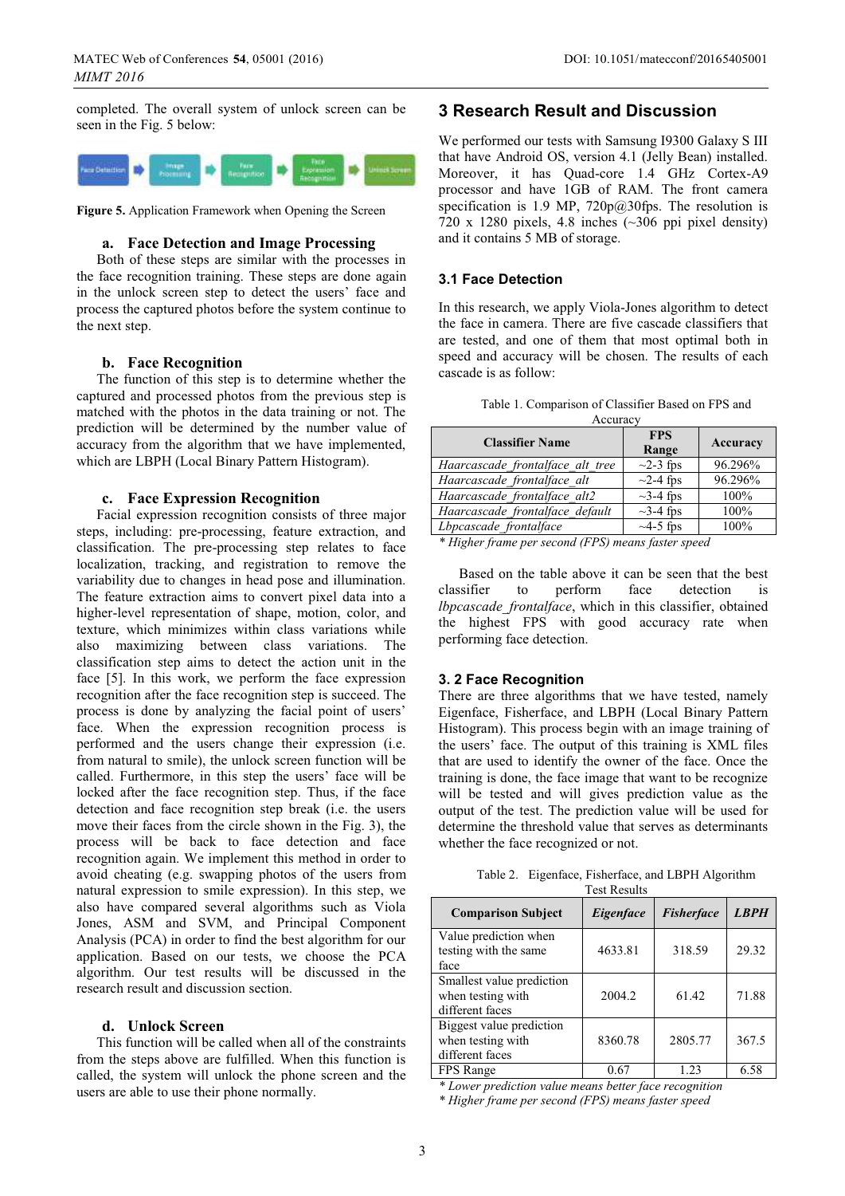completed. The overall system of unlock screen can be seen in the Fig. 5 below:

Face Detection
Image Processing
Face Recognition
Face Expression Recognition
Unlock Screen

**Figure 5.** Application Framework when Opening the Screen

### a. Face Detection and Image Processing

Both of these steps are similar with the processes in the face recognition training. These steps are done again in the unlock screen step to detect the users' face and process the captured photos before the system continue to the next step.

### b. Face Recognition

The function of this step is to determine whether the captured and processed photos from the previous step is matched with the photos in the data training or not. The prediction will be determined by the number value of accuracy from the algorithm that we have implemented, which are LBPH (Local Binary Pattern Histogram).

### c. Face Expression Recognition

Facial expression recognition consists of three major steps, including: pre-processing, feature extraction, and classification. The pre-processing step relates to face localization, tracking, and registration to remove the variability due to changes in head pose and illumination. The feature extraction aims to convert pixel data into a higher-level representation of shape, motion, color, and texture, which minimizes within class variations while also maximizing between class variations. The classification step aims to detect the action unit in the face [5]. In this work, we perform the face expression recognition after the face recognition step is succeed. The process is done by analyzing the facial point of users' face. When the expression recognition process is performed and the users change their expression (i.e. from natural to smile), the unlock screen function will be called. Furthermore, in this step the users' face will be locked after the face recognition step. Thus, if the face detection and face recognition step break (i.e. the users move their faces from the circle shown in the Fig. 3), the process will be back to face detection and face recognition again. We implement this method in order to avoid cheating (e.g. swapping photos of the users from natural expression to smile expression). In this step, we also have compared several algorithms such as Viola Jones, ASM and SVM, and Principal Component Analysis (PCA) in order to find the best algorithm for our application. Based on our tests, we choose the PCA algorithm. Our test results will be discussed in the research result and discussion section.

### d. Unlock Screen

This function will be called when all of the constraints from the steps above are fulfilled. When this function is called, the system will unlock the phone screen and the users are able to use their phone normally.

## 3 Research Result and Discussion

We performed our tests with Samsung I9300 Galaxy S III that have Android OS, version 4.1 (Jelly Bean) installed. Moreover, it has Quad-core 1.4 GHz Cortex-A9 processor and have 1GB of RAM. The front camera specification is 1.9 MP, 720p@30fps. The resolution is 720 x 1280 pixels, 4.8 inches (~306 ppi pixel density) and it contains 5 MB of storage.

### 3.1 Face Detection

In this research, we apply Viola-Jones algorithm to detect the face in camera. There are five cascade classifiers that are tested, and one of them that most optimal both in speed and accuracy will be chosen. The results of each cascade is as follow:

Table 1. Comparison of Classifier Based on FPS and Accuracy

| Classifier Name | FPS Range | Accuracy |
|---|---|---|
| *Haarcascade_frontalface_alt_tree* | ~2-3 fps | 96.296% |
| *Haarcascade_frontalface_alt* | ~2-4 fps | 96.296% |
| *Haarcascade_frontalface_alt2* | ~3-4 fps | 100% |
| *Haarcascade_frontalface_default* | ~3-4 fps | 100% |
| *Lbpcascade_frontalface* | ~4-5 fps | 100% |

*\* Higher frame per second (FPS) means faster speed*

Based on the table above it can be seen that the best classifier to perform face detection is *lbpcascade_frontalface*, which in this classifier, obtained the highest FPS with good accuracy rate when performing face detection.

### 3. 2 Face Recognition

There are three algorithms that we have tested, namely Eigenface, Fisherface, and LBPH (Local Binary Pattern Histogram). This process begin with an image training of the users' face. The output of this training is XML files that are used to identify the owner of the face. Once the training is done, the face image that want to be recognize will be tested and will gives prediction value as the output of the test. The prediction value will be used for determine the threshold value that serves as determinants whether the face recognized or not.

Table 2. Eigenface, Fisherface, and LBPH Algorithm Test Results

| Comparison Subject | *Eigenface* | *Fisherface* | *LBPH* |
|---|---|---|---|
| Value prediction when testing with the same face | 4633.81 | 318.59 | 29.32 |
| Smallest value prediction when testing with different faces | 2004.2 | 61.42 | 71.88 |
| Biggest value prediction when testing with different faces | 8360.78 | 2805.77 | 367.5 |
| FPS Range | 0.67 | 1.23 | 6.58 |

*\* Lower prediction value means better face recognition*
*\* Higher frame per second (FPS) means faster speed*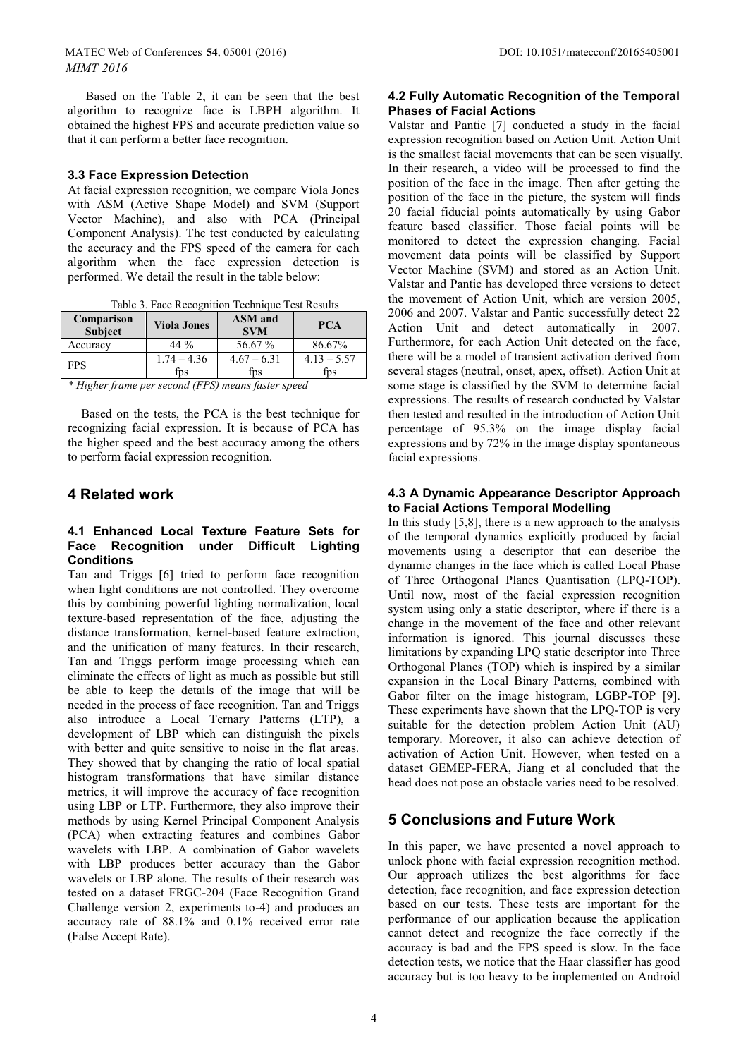Based on the Table 2, it can be seen that the best algorithm to recognize face is LBPH algorithm. It obtained the highest FPS and accurate prediction value so that it can perform a better face recognition.

### 3.3 Face Expression Detection

At facial expression recognition, we compare Viola Jones with ASM (Active Shape Model) and SVM (Support Vector Machine), and also with PCA (Principal Component Analysis). The test conducted by calculating the accuracy and the FPS speed of the camera for each algorithm when the face expression detection is performed. We detail the result in the table below:

Table 3. Face Recognition Technique Test Results

| Comparison Subject | Viola Jones | ASM and SVM | PCA |
|---|---|---|---|
| Accuracy | 44 % | 56.67 % | 86.67% |
| FPS | 1.74 – 4.36 fps | 4.67 – 6.31 fps | 4.13 – 5.57 fps |

*\* Higher frame per second (FPS) means faster speed*

Based on the tests, the PCA is the best technique for recognizing facial expression. It is because of PCA has the higher speed and the best accuracy among the others to perform facial expression recognition.

## 4 Related work

### 4.1 Enhanced Local Texture Feature Sets for Face Recognition under Difficult Lighting Conditions

Tan and Triggs [6] tried to perform face recognition when light conditions are not controlled. They overcome this by combining powerful lighting normalization, local texture-based representation of the face, adjusting the distance transformation, kernel-based feature extraction, and the unification of many features. In their research, Tan and Triggs perform image processing which can eliminate the effects of light as much as possible but still be able to keep the details of the image that will be needed in the process of face recognition. Tan and Triggs also introduce a Local Ternary Patterns (LTP), a development of LBP which can distinguish the pixels with better and quite sensitive to noise in the flat areas. They showed that by changing the ratio of local spatial histogram transformations that have similar distance metrics, it will improve the accuracy of face recognition using LBP or LTP. Furthermore, they also improve their methods by using Kernel Principal Component Analysis (PCA) when extracting features and combines Gabor wavelets with LBP. A combination of Gabor wavelets with LBP produces better accuracy than the Gabor wavelets or LBP alone. The results of their research was tested on a dataset FRGC-204 (Face Recognition Grand Challenge version 2, experiments to-4) and produces an accuracy rate of 88.1% and 0.1% received error rate (False Accept Rate).

### 4.2 Fully Automatic Recognition of the Temporal Phases of Facial Actions

Valstar and Pantic [7] conducted a study in the facial expression recognition based on Action Unit. Action Unit is the smallest facial movements that can be seen visually. In their research, a video will be processed to find the position of the face in the image. Then after getting the position of the face in the picture, the system will finds 20 facial fiducial points automatically by using Gabor feature based classifier. Those facial points will be monitored to detect the expression changing. Facial movement data points will be classified by Support Vector Machine (SVM) and stored as an Action Unit. Valstar and Pantic has developed three versions to detect the movement of Action Unit, which are version 2005, 2006 and 2007. Valstar and Pantic successfully detect 22 Action Unit and detect automatically in 2007. Furthermore, for each Action Unit detected on the face, there will be a model of transient activation derived from several stages (neutral, onset, apex, offset). Action Unit at some stage is classified by the SVM to determine facial expressions. The results of research conducted by Valstar then tested and resulted in the introduction of Action Unit percentage of 95.3% on the image display facial expressions and by 72% in the image display spontaneous facial expressions.

### 4.3 A Dynamic Appearance Descriptor Approach to Facial Actions Temporal Modelling

In this study [5,8], there is a new approach to the analysis of the temporal dynamics explicitly produced by facial movements using a descriptor that can describe the dynamic changes in the face which is called Local Phase of Three Orthogonal Planes Quantisation (LPQ-TOP). Until now, most of the facial expression recognition system using only a static descriptor, where if there is a change in the movement of the face and other relevant information is ignored. This journal discusses these limitations by expanding LPQ static descriptor into Three Orthogonal Planes (TOP) which is inspired by a similar expansion in the Local Binary Patterns, combined with Gabor filter on the image histogram, LGBP-TOP [9]. These experiments have shown that the LPQ-TOP is very suitable for the detection problem Action Unit (AU) temporary. Moreover, it also can achieve detection of activation of Action Unit. However, when tested on a dataset GEMEP-FERA, Jiang et al concluded that the head does not pose an obstacle varies need to be resolved.

## 5 Conclusions and Future Work

In this paper, we have presented a novel approach to unlock phone with facial expression recognition method. Our approach utilizes the best algorithms for face detection, face recognition, and face expression detection based on our tests. These tests are important for the performance of our application because the application cannot detect and recognize the face correctly if the accuracy is bad and the FPS speed is slow. In the face detection tests, we notice that the Haar classifier has good accuracy but is too heavy to be implemented on Android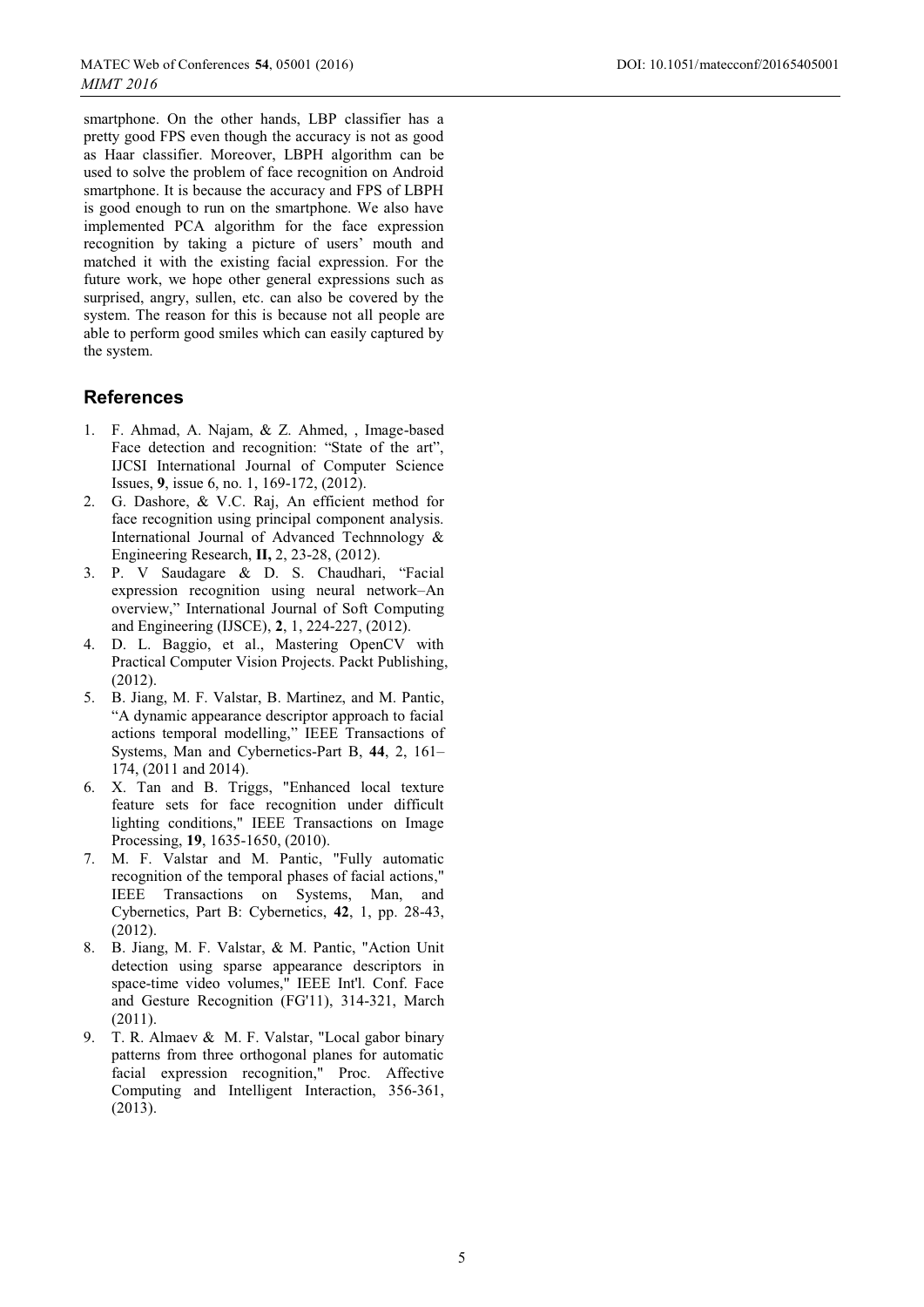smartphone. On the other hands, LBP classifier has a pretty good FPS even though the accuracy is not as good as Haar classifier. Moreover, LBPH algorithm can be used to solve the problem of face recognition on Android smartphone. It is because the accuracy and FPS of LBPH is good enough to run on the smartphone. We also have implemented PCA algorithm for the face expression recognition by taking a picture of users' mouth and matched it with the existing facial expression. For the future work, we hope other general expressions such as surprised, angry, sullen, etc. can also be covered by the system. The reason for this is because not all people are able to perform good smiles which can easily captured by the system.

## References

1. F. Ahmad, A. Najam, & Z. Ahmed, , Image-based Face detection and recognition: "State of the art", IJCSI International Journal of Computer Science Issues, **9**, issue 6, no. 1, 169-172, (2012).
2. G. Dashore, & V.C. Raj, An efficient method for face recognition using principal component analysis. International Journal of Advanced Technnology & Engineering Research, **II,** 2, 23-28, (2012).
3. P. V Saudagare & D. S. Chaudhari, "Facial expression recognition using neural network–An overview," International Journal of Soft Computing and Engineering (IJSCE), **2**, 1, 224-227, (2012).
4. D. L. Baggio, et al., Mastering OpenCV with Practical Computer Vision Projects. Packt Publishing, (2012).
5. B. Jiang, M. F. Valstar, B. Martinez, and M. Pantic, "A dynamic appearance descriptor approach to facial actions temporal modelling," IEEE Transactions of Systems, Man and Cybernetics-Part B, **44**, 2, 161–174, (2011 and 2014).
6. X. Tan and B. Triggs, "Enhanced local texture feature sets for face recognition under difficult lighting conditions," IEEE Transactions on Image Processing, **19**, 1635-1650, (2010).
7. M. F. Valstar and M. Pantic, "Fully automatic recognition of the temporal phases of facial actions," IEEE Transactions on Systems, Man, and Cybernetics, Part B: Cybernetics, **42**, 1, pp. 28-43, (2012).
8. B. Jiang, M. F. Valstar, & M. Pantic, "Action Unit detection using sparse appearance descriptors in space-time video volumes," IEEE Int'l. Conf. Face and Gesture Recognition (FG'11), 314-321, March (2011).
9. T. R. Almaev & M. F. Valstar, "Local gabor binary patterns from three orthogonal planes for automatic facial expression recognition," Proc. Affective Computing and Intelligent Interaction, 356-361, (2013).